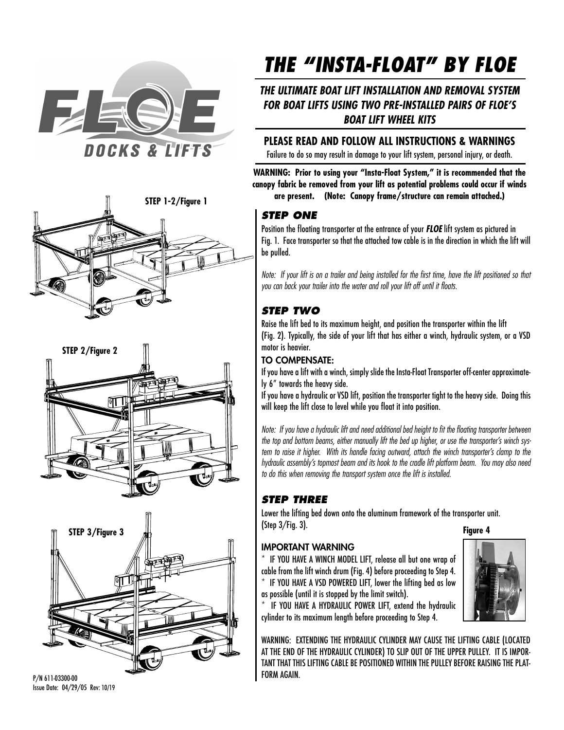# THE "INSTA-FLOAT" BY FLOE

### THE ULTIMATE BOAT LIFT INSTALLATION AND REMOVAL SYSTEM FOR BOAT LIFTS USING TWO PRE-INSTALLED PAIRS OF FLOE'S BOAT LIFT WHEEL KITS

## PLEASE READ AND FOLLOW ALL INSTRUCTIONS & WARNINGS

Failure to do so may result in damage to your lift system, personal injury, or death.

**WARNING: Prior to using your "Insta-Float System," it is recommended that the canopy fabric be removed from your lift as potential problems could occur if winds are present. (Note: Canopy frame/structure can remain attached.)**

STEP 1-2/Figure 1

### STEP ONE

Position the floating transporter at the entrance of your ***FLOE*** lift system as pictured in Fig. 1. Face transporter so that the attached tow cable is in the direction in which the lift will be pulled.

*Note: If your lift is on a trailer and being installed for the first time, have the lift positioned so that you can back your trailer into the water and roll your lift off until it floats.*

STEP 2/Figure 2

### STEP TWO

Raise the lift bed to its maximum height, and position the transporter within the lift (Fig. 2). Typically, the side of your lift that has either a winch, hydraulic system, or a VSD motor is heavier.

#### TO COMPENSATE:

If you have a lift with a winch, simply slide the Insta-Float Transporter off-center approximately 6" towards the heavy side.

If you have a hydraulic or VSD lift, position the transporter tight to the heavy side. Doing this will keep the lift close to level while you float it into position.

*Note: If you have a hydraulic lift and need additional bed height to fit the floating transporter between the top and bottom beams, either manually lift the bed up higher, or use the transporter's winch system to raise it higher. With its handle facing outward, attach the winch transporter's clamp to the hydraulic assembly's topmost beam and its hook to the cradle lift platform beam. You may also need to do this when removing the transport system once the lift is installed.*

STEP 3/Figure 3

### STEP THREE

Lower the lifting bed down onto the aluminum framework of the transporter unit. (Step 3/Fig. 3).

#### IMPORTANT WARNING

* IF YOU HAVE A WINCH MODEL LIFT, release all but one wrap of cable from the lift winch drum (Fig. 4) before proceeding to Step 4.
* IF YOU HAVE A VSD POWERED LIFT, lower the lifting bed as low as possible (until it is stopped by the limit switch).
* IF YOU HAVE A HYDRAULIC POWER LIFT, extend the hydraulic cylinder to its maximum length before proceeding to Step 4.

Figure 4

WARNING: EXTENDING THE HYDRAULIC CYLINDER MAY CAUSE THE LIFTING CABLE (LOCATED AT THE END OF THE HYDRAULIC CYLINDER) TO SLIP OUT OF THE UPPER PULLEY. IT IS IMPORTANT THAT THIS LIFTING CABLE BE POSITIONED WITHIN THE PULLEY BEFORE RAISING THE PLATFORM AGAIN.

P/N 611-03300-00
Issue Date: 04/29/05 Rev: 10/19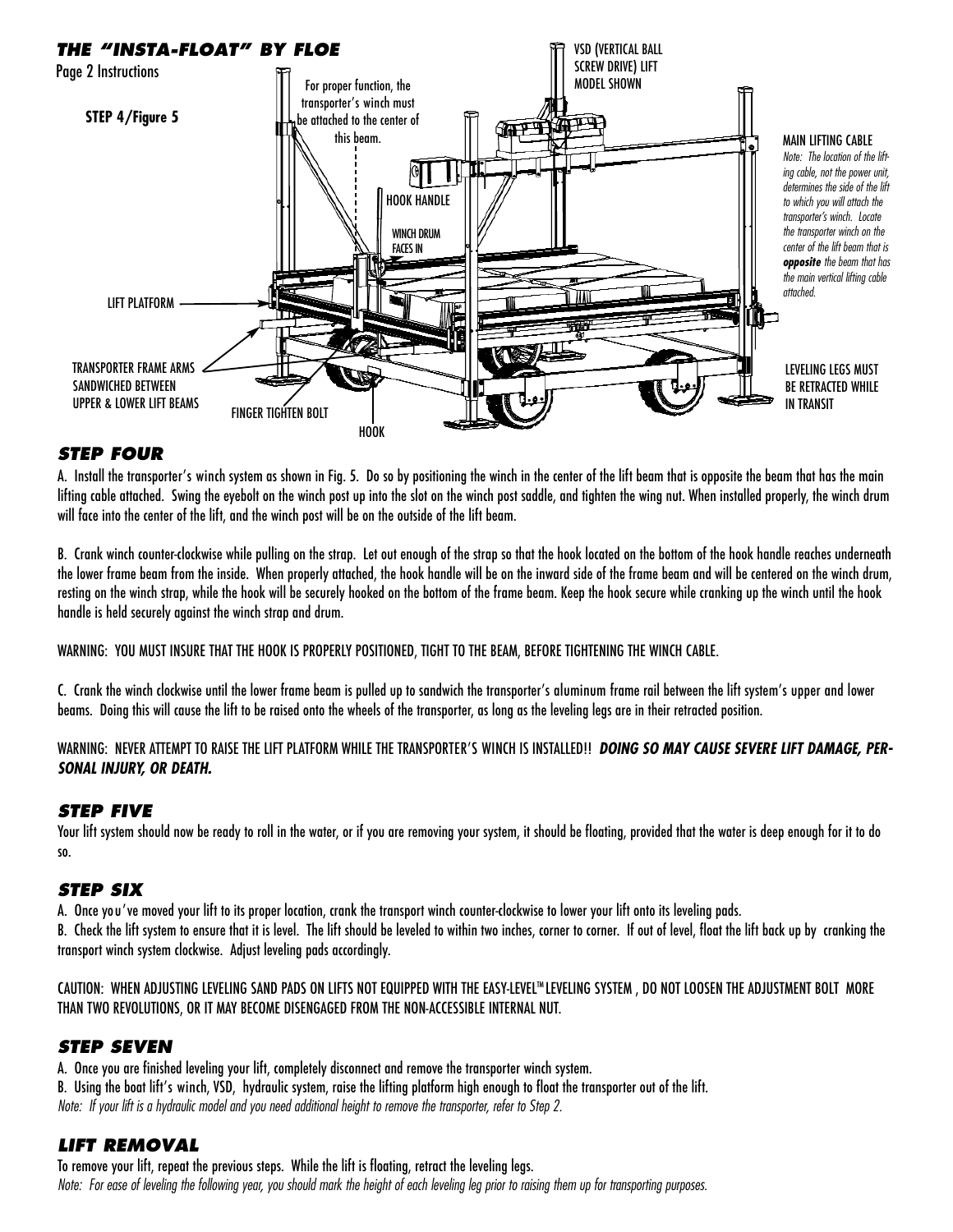## THE "INSTA-FLOAT" BY FLOE

Page 2 Instructions

**STEP 4/Figure 5**

For proper function, the transporter's winch must be attached to the center of this beam.

VSD (VERTICAL BALL SCREW DRIVE) LIFT MODEL SHOWN

MAIN LIFTING CABLE

*Note: The location of the lifting cable, not the power unit, determines the side of the lift to which you will attach the transporter's winch. Locate the transporter winch on the center of the lift beam that is **opposite** the beam that has the main vertical lifting cable attached.*

HOOK HANDLE

WINCH DRUM FACES IN

LIFT PLATFORM

TRANSPORTER FRAME ARMS SANDWICHED BETWEEN UPPER & LOWER LIFT BEAMS

FINGER TIGHTEN BOLT

HOOK

LEVELING LEGS MUST BE RETRACTED WHILE IN TRANSIT

### STEP FOUR

A. Install the transporter's winch system as shown in Fig. 5. Do so by positioning the winch in the center of the lift beam that is opposite the beam that has the main lifting cable attached. Swing the eyebolt on the winch post up into the slot on the winch post saddle, and tighten the wing nut. When installed properly, the winch drum will face into the center of the lift, and the winch post will be on the outside of the lift beam.

B. Crank winch counter-clockwise while pulling on the strap. Let out enough of the strap so that the hook located on the bottom of the hook handle reaches underneath the lower frame beam from the inside. When properly attached, the hook handle will be on the inward side of the frame beam and will be centered on the winch drum, resting on the winch strap, while the hook will be securely hooked on the bottom of the frame beam. Keep the hook secure while cranking up the winch until the hook handle is held securely against the winch strap and drum.

WARNING: YOU MUST INSURE THAT THE HOOK IS PROPERLY POSITIONED, TIGHT TO THE BEAM, BEFORE TIGHTENING THE WINCH CABLE.

C. Crank the winch clockwise until the lower frame beam is pulled up to sandwich the transporter's aluminum frame rail between the lift system's upper and lower beams. Doing this will cause the lift to be raised onto the wheels of the transporter, as long as the leveling legs are in their retracted position.

WARNING: NEVER ATTEMPT TO RAISE THE LIFT PLATFORM WHILE THE TRANSPORTER'S WINCH IS INSTALLED!! ***DOING SO MAY CAUSE SEVERE LIFT DAMAGE, PERSONAL INJURY, OR DEATH.***

### STEP FIVE

Your lift system should now be ready to roll in the water, or if you are removing your system, it should be floating, provided that the water is deep enough for it to do so.

### STEP SIX

A. Once you've moved your lift to its proper location, crank the transport winch counter-clockwise to lower your lift onto its leveling pads.

B. Check the lift system to ensure that it is level. The lift should be leveled to within two inches, corner to corner. If out of level, float the lift back up by cranking the transport winch system clockwise. Adjust leveling pads accordingly.

CAUTION: WHEN ADJUSTING LEVELING SAND PADS ON LIFTS NOT EQUIPPED WITH THE EASY-LEVEL™ LEVELING SYSTEM , DO NOT LOOSEN THE ADJUSTMENT BOLT MORE THAN TWO REVOLUTIONS, OR IT MAY BECOME DISENGAGED FROM THE NON-ACCESSIBLE INTERNAL NUT.

### STEP SEVEN

A. Once you are finished leveling your lift, completely disconnect and remove the transporter winch system.

B. Using the boat lift's winch, VSD, hydraulic system, raise the lifting platform high enough to float the transporter out of the lift.

*Note: If your lift is a hydraulic model and you need additional height to remove the transporter, refer to Step 2.*

### LIFT REMOVAL

To remove your lift, repeat the previous steps. While the lift is floating, retract the leveling legs.

*Note: For ease of leveling the following year, you should mark the height of each leveling leg prior to raising them up for transporting purposes.*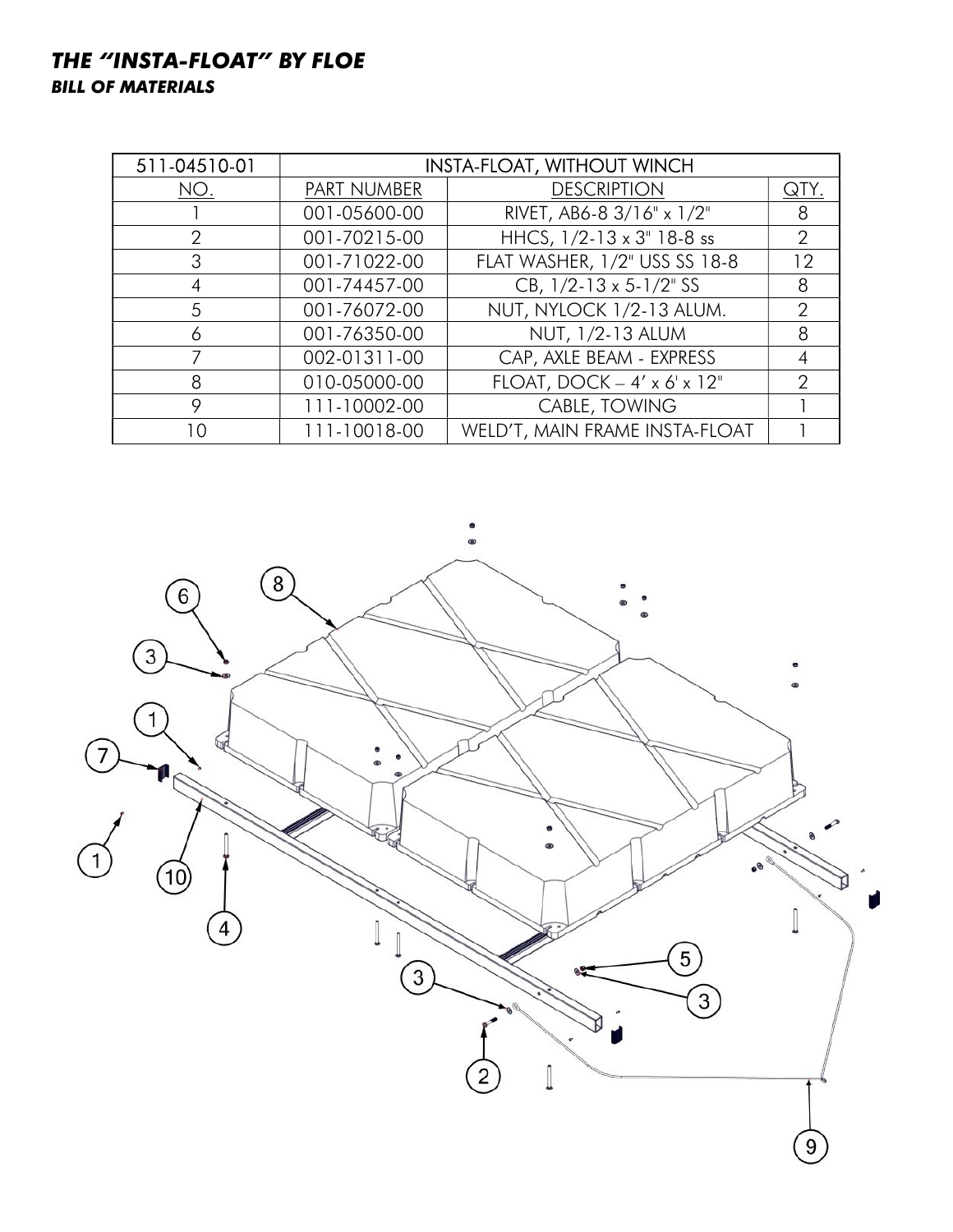# *THE "INSTA-FLOAT" BY FLOE*

## *BILL OF MATERIALS*

| 511-04510-01 | INSTA-FLOAT, WITHOUT WINCH | | |
|---|---|---|---|
| NO. | PART NUMBER | DESCRIPTION | QTY. |
| 1 | 001-05600-00 | RIVET, AB6-8 3/16" x 1/2" | 8 |
| 2 | 001-70215-00 | HHCS, 1/2-13 x 3" 18-8 ss | 2 |
| 3 | 001-71022-00 | FLAT WASHER, 1/2" USS SS 18-8 | 12 |
| 4 | 001-74457-00 | CB, 1/2-13 x 5-1/2" SS | 8 |
| 5 | 001-76072-00 | NUT, NYLOCK 1/2-13 ALUM. | 2 |
| 6 | 001-76350-00 | NUT, 1/2-13 ALUM | 8 |
| 7 | 002-01311-00 | CAP, AXLE BEAM - EXPRESS | 4 |
| 8 | 010-05000-00 | FLOAT, DOCK – 4' x 6' x 12" | 2 |
| 9 | 111-10002-00 | CABLE, TOWING | 1 |
| 10 | 111-10018-00 | WELD'T, MAIN FRAME INSTA-FLOAT | 1 |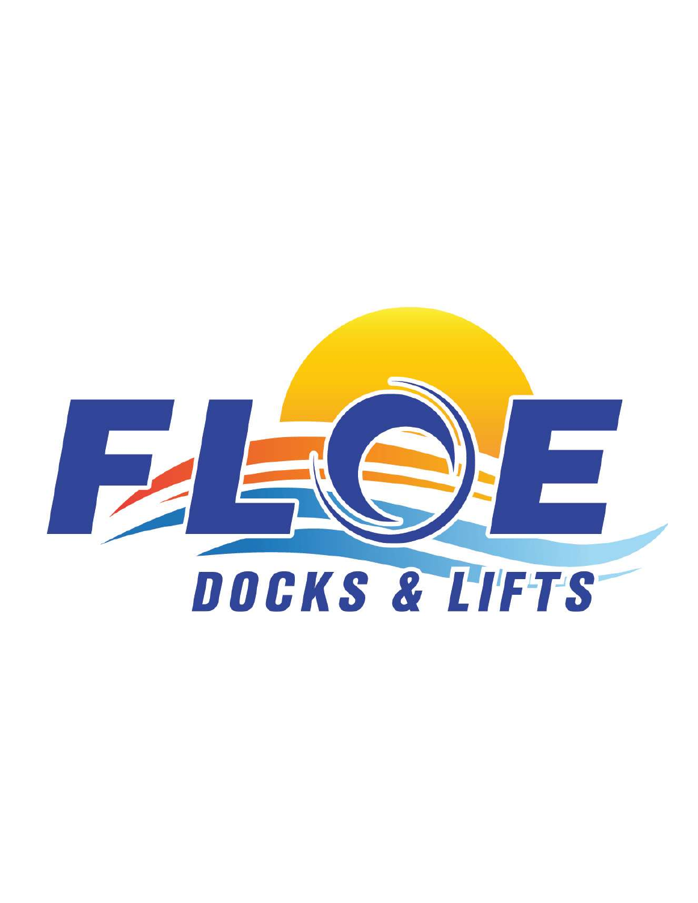FLOE

DOCKS & LIFTS